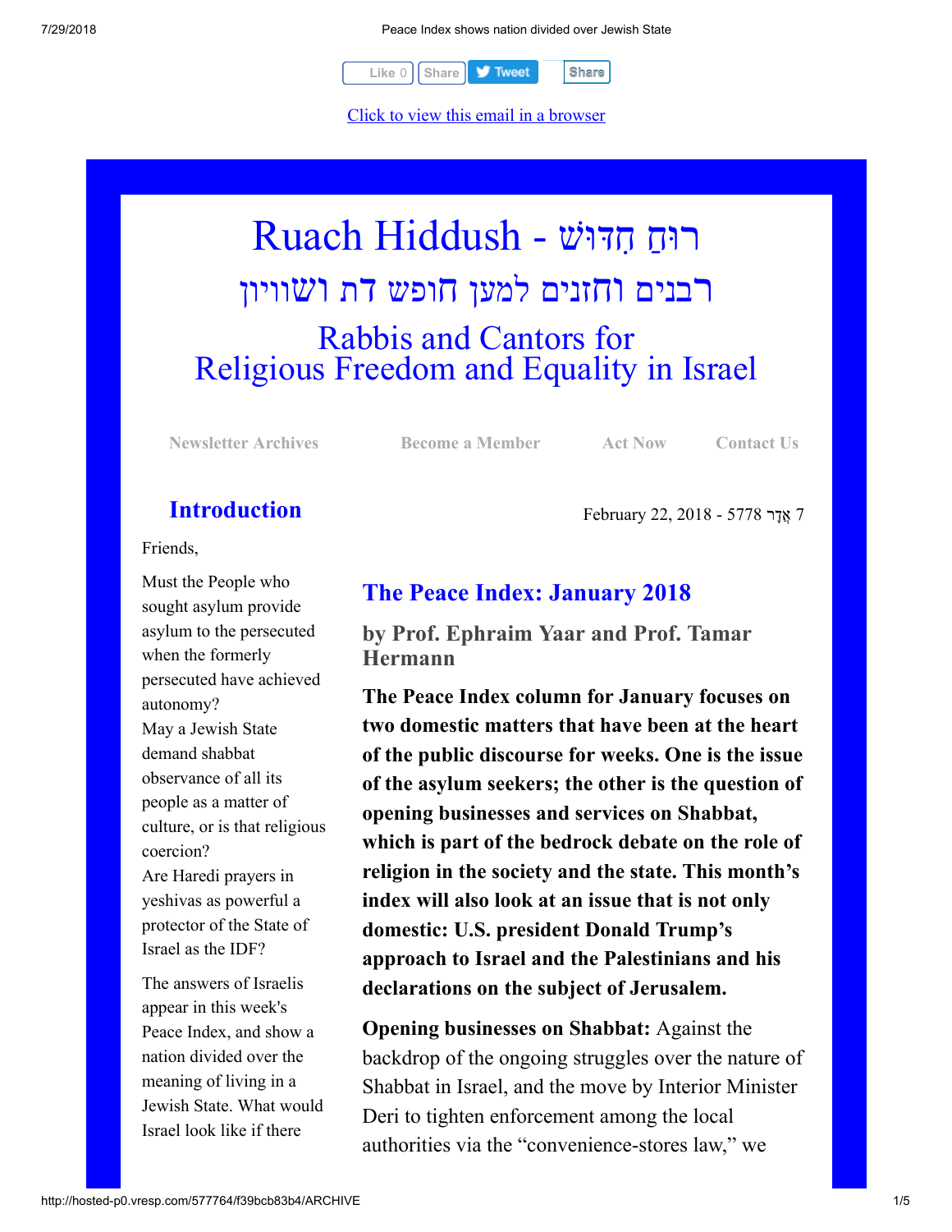Like 0 | Share | Tweet | Share

Click to view this email in a browser

# Ruach Hiddush - רוּחַ חִדּוּשׁ

## רבנים וחזנים למען חופש דת ושוויון

## Rabbis and Cantors for Religious Freedom and Equality in Israel

Newsletter Archives | Become a Member | Act Now | Contact Us

## Introduction

Friends,

Must the People who sought asylum provide asylum to the persecuted when the formerly persecuted have achieved autonomy?
May a Jewish State demand shabbat observance of all its people as a matter of culture, or is that religious coercion?
Are Haredi prayers in yeshivas as powerful a protector of the State of Israel as the IDF?

The answers of Israelis appear in this week's Peace Index, and show a nation divided over the meaning of living in a Jewish State. What would Israel look like if there

February 22, 2018 - 7 אֲדָר 5778

## The Peace Index: January 2018

### by Prof. Ephraim Yaar and Prof. Tamar Hermann

**The Peace Index column for January focuses on two domestic matters that have been at the heart of the public discourse for weeks. One is the issue of the asylum seekers; the other is the question of opening businesses and services on Shabbat, which is part of the bedrock debate on the role of religion in the society and the state. This month's index will also look at an issue that is not only domestic: U.S. president Donald Trump's approach to Israel and the Palestinians and his declarations on the subject of Jerusalem.**

**Opening businesses on Shabbat:** Against the backdrop of the ongoing struggles over the nature of Shabbat in Israel, and the move by Interior Minister Deri to tighten enforcement among the local authorities via the "convenience-stores law," we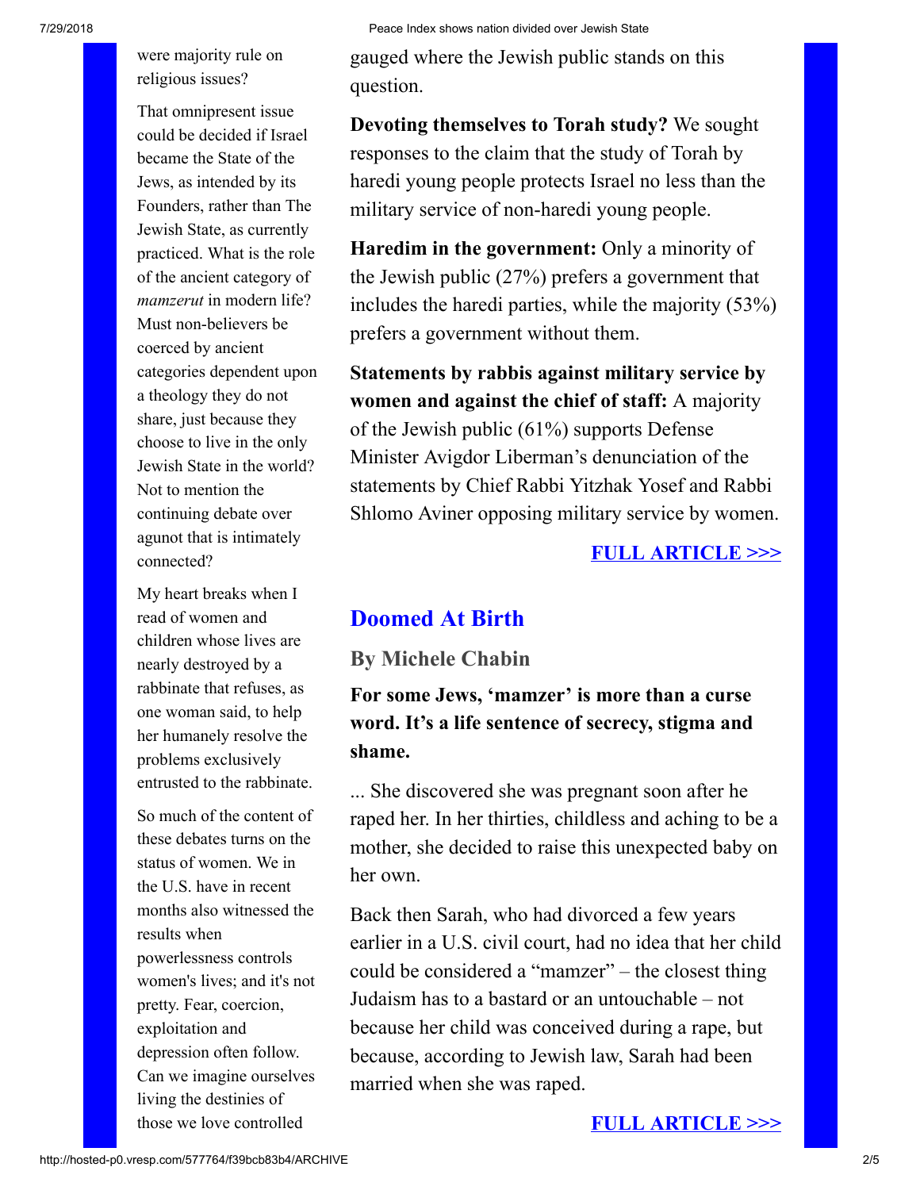were majority rule on religious issues?

That omnipresent issue could be decided if Israel became the State of the Jews, as intended by its Founders, rather than The Jewish State, as currently practiced. What is the role of the ancient category of *mamzerut* in modern life? Must non-believers be coerced by ancient categories dependent upon a theology they do not share, just because they choose to live in the only Jewish State in the world? Not to mention the continuing debate over agunot that is intimately connected?

My heart breaks when I read of women and children whose lives are nearly destroyed by a rabbinate that refuses, as one woman said, to help her humanely resolve the problems exclusively entrusted to the rabbinate.

So much of the content of these debates turns on the status of women. We in the U.S. have in recent months also witnessed the results when powerlessness controls women's lives; and it's not pretty. Fear, coercion, exploitation and depression often follow. Can we imagine ourselves living the destinies of those we love controlled

gauged where the Jewish public stands on this question.

**Devoting themselves to Torah study?** We sought responses to the claim that the study of Torah by haredi young people protects Israel no less than the military service of non-haredi young people.

**Haredim in the government:** Only a minority of the Jewish public (27%) prefers a government that includes the haredi parties, while the majority (53%) prefers a government without them.

**Statements by rabbis against military service by women and against the chief of staff:** A majority of the Jewish public (61%) supports Defense Minister Avigdor Liberman's denunciation of the statements by Chief Rabbi Yitzhak Yosef and Rabbi Shlomo Aviner opposing military service by women.

**FULL ARTICLE >>>**

## Doomed At Birth

### By Michele Chabin

**For some Jews, 'mamzer' is more than a curse word. It's a life sentence of secrecy, stigma and shame.**

... She discovered she was pregnant soon after he raped her. In her thirties, childless and aching to be a mother, she decided to raise this unexpected baby on her own.

Back then Sarah, who had divorced a few years earlier in a U.S. civil court, had no idea that her child could be considered a "mamzer" – the closest thing Judaism has to a bastard or an untouchable – not because her child was conceived during a rape, but because, according to Jewish law, Sarah had been married when she was raped.

**FULL ARTICLE >>>**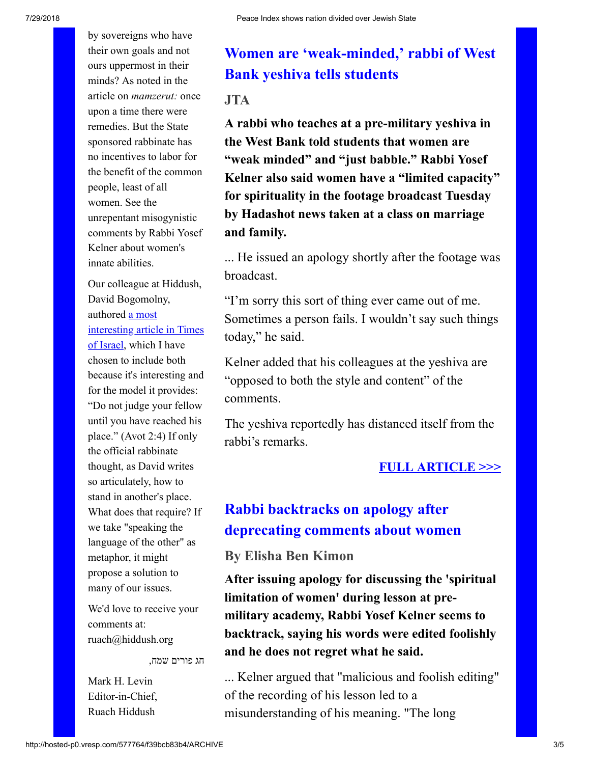by sovereigns who have their own goals and not ours uppermost in their minds? As noted in the article on *mamzerut:* once upon a time there were remedies. But the State sponsored rabbinate has no incentives to labor for the benefit of the common people, least of all women. See the unrepentant misogynistic comments by Rabbi Yosef Kelner about women's innate abilities.

Our colleague at Hiddush, David Bogomolny, authored [a most interesting article in Times of Israel](), which I have chosen to include both because it's interesting and for the model it provides: "Do not judge your fellow until you have reached his place." (Avot 2:4) If only the official rabbinate thought, as David writes so articulately, how to stand in another's place. What does that require? If we take "speaking the language of the other" as metaphor, it might propose a solution to many of our issues.

We'd love to receive your comments at: ruach@hiddush.org

חג פורים שמח,

Mark H. Levin
Editor-in-Chief,
Ruach Hiddush

## Women are 'weak-minded,' rabbi of West Bank yeshiva tells students

### JTA

**A rabbi who teaches at a pre-military yeshiva in the West Bank told students that women are "weak minded" and "just babble." Rabbi Yosef Kelner also said women have a "limited capacity" for spirituality in the footage broadcast Tuesday by Hadashot news taken at a class on marriage and family.**

... He issued an apology shortly after the footage was broadcast.

"I'm sorry this sort of thing ever came out of me. Sometimes a person fails. I wouldn't say such things today," he said.

Kelner added that his colleagues at the yeshiva are "opposed to both the style and content" of the comments.

The yeshiva reportedly has distanced itself from the rabbi's remarks.

**[FULL ARTICLE >>>]()**

## Rabbi backtracks on apology after deprecating comments about women

### By Elisha Ben Kimon

**After issuing apology for discussing the 'spiritual limitation of women' during lesson at pre-military academy, Rabbi Yosef Kelner seems to backtrack, saying his words were edited foolishly and he does not regret what he said.**

... Kelner argued that "malicious and foolish editing" of the recording of his lesson led to a misunderstanding of his meaning. "The long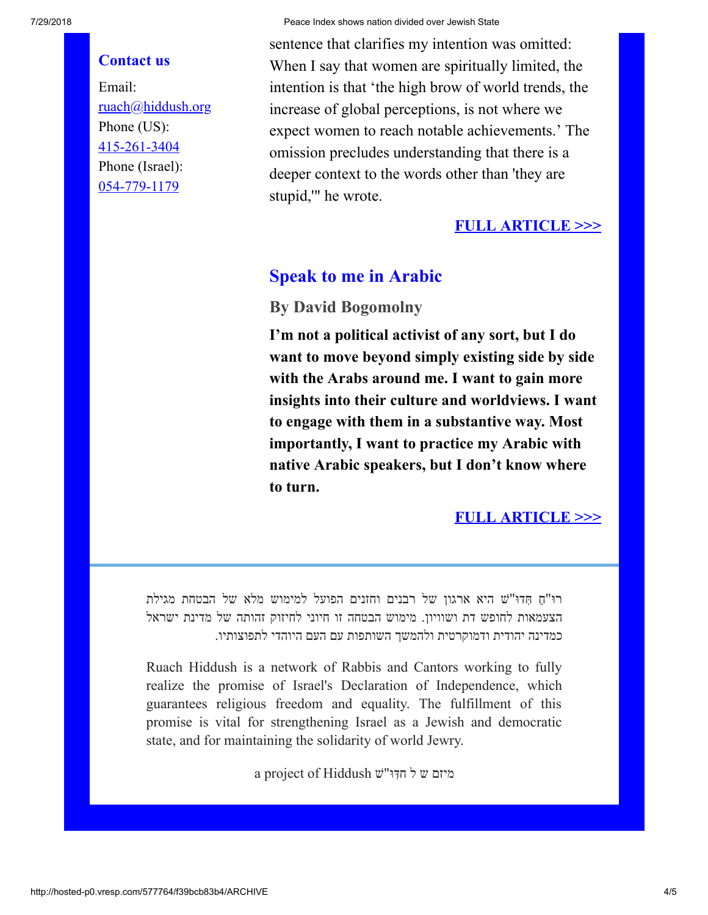## Contact us

Email:
ruach@hiddush.org
Phone (US):
415-261-3404
Phone (Israel):
054-779-1179

sentence that clarifies my intention was omitted: When I say that women are spiritually limited, the intention is that 'the high brow of world trends, the increase of global perceptions, is not where we expect women to reach notable achievements.' The omission precludes understanding that there is a deeper context to the words other than 'they are stupid,'" he wrote.

**FULL ARTICLE >>>**

## Speak to me in Arabic

### By David Bogomolny

**I'm not a political activist of any sort, but I do want to move beyond simply existing side by side with the Arabs around me. I want to gain more insights into their culture and worldviews. I want to engage with them in a substantive way. Most importantly, I want to practice my Arabic with native Arabic speakers, but I don't know where to turn.**

**FULL ARTICLE >>>**

---

רוּ"חַ חִדּוּ"ש היא ארגון של רבנים וחזנים הפועל למימוש מלא של הבטחת מגילת העצמאות לחופש דת ושוויון. מימוש הבטחה זו חיוני לחיזוק זהותה של מדינת ישראל כמדינה יהודית ודמוקרטית ולהמשך השותפות עם העם היהודי לתפוצותיו.

Ruach Hiddush is a network of Rabbis and Cantors working to fully realize the promise of Israel's Declaration of Independence, which guarantees religious freedom and equality. The fulfillment of this promise is vital for strengthening Israel as a Jewish and democratic state, and for maintaining the solidarity of world Jewry.

a project of Hiddush מיזם של חִדּוּ"ש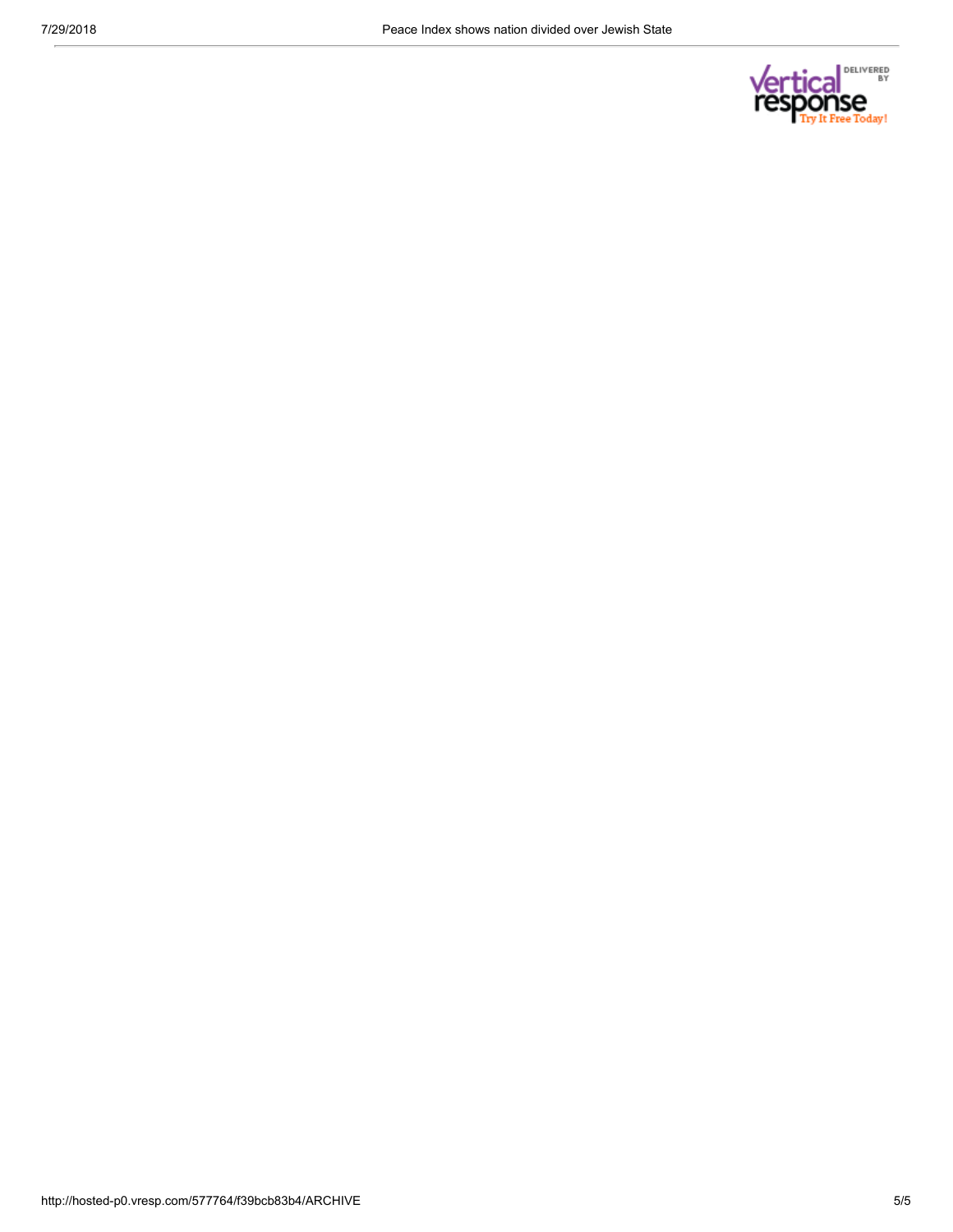DELIVERED BY

Vertical response

Try It Free Today!